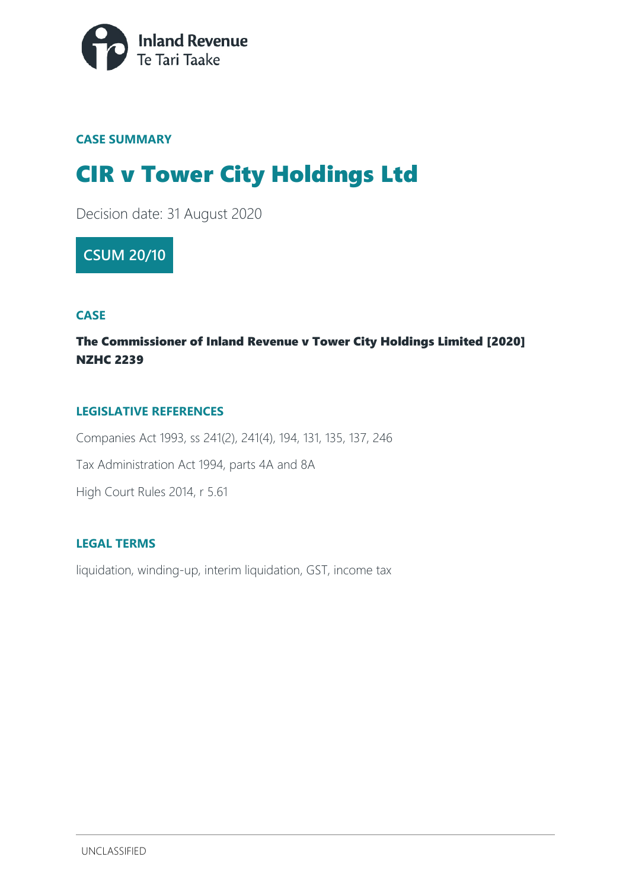Inland Revenue
Te Tari Taake

**CASE SUMMARY**

# CIR v Tower City Holdings Ltd

Decision date: 31 August 2020

**CSUM 20/10**

## CASE

**The Commissioner of Inland Revenue v Tower City Holdings Limited [2020] NZHC 2239**

## LEGISLATIVE REFERENCES

Companies Act 1993, ss 241(2), 241(4), 194, 131, 135, 137, 246

Tax Administration Act 1994, parts 4A and 8A

High Court Rules 2014, r 5.61

## LEGAL TERMS

liquidation, winding-up, interim liquidation, GST, income tax

UNCLASSIFIED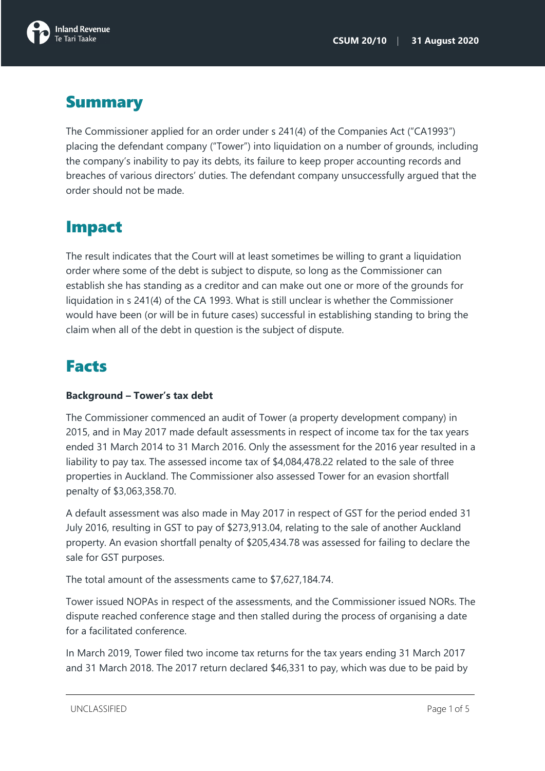# Summary

The Commissioner applied for an order under s 241(4) of the Companies Act ("CA1993") placing the defendant company ("Tower") into liquidation on a number of grounds, including the company's inability to pay its debts, its failure to keep proper accounting records and breaches of various directors' duties. The defendant company unsuccessfully argued that the order should not be made.

# Impact

The result indicates that the Court will at least sometimes be willing to grant a liquidation order where some of the debt is subject to dispute, so long as the Commissioner can establish she has standing as a creditor and can make out one or more of the grounds for liquidation in s 241(4) of the CA 1993. What is still unclear is whether the Commissioner would have been (or will be in future cases) successful in establishing standing to bring the claim when all of the debt in question is the subject of dispute.

# Facts

**Background – Tower's tax debt**

The Commissioner commenced an audit of Tower (a property development company) in 2015, and in May 2017 made default assessments in respect of income tax for the tax years ended 31 March 2014 to 31 March 2016. Only the assessment for the 2016 year resulted in a liability to pay tax. The assessed income tax of $4,084,478.22 related to the sale of three properties in Auckland. The Commissioner also assessed Tower for an evasion shortfall penalty of $3,063,358.70.

A default assessment was also made in May 2017 in respect of GST for the period ended 31 July 2016, resulting in GST to pay of $273,913.04, relating to the sale of another Auckland property. An evasion shortfall penalty of $205,434.78 was assessed for failing to declare the sale for GST purposes.

The total amount of the assessments came to $7,627,184.74.

Tower issued NOPAs in respect of the assessments, and the Commissioner issued NORs. The dispute reached conference stage and then stalled during the process of organising a date for a facilitated conference.

In March 2019, Tower filed two income tax returns for the tax years ending 31 March 2017 and 31 March 2018. The 2017 return declared $46,331 to pay, which was due to be paid by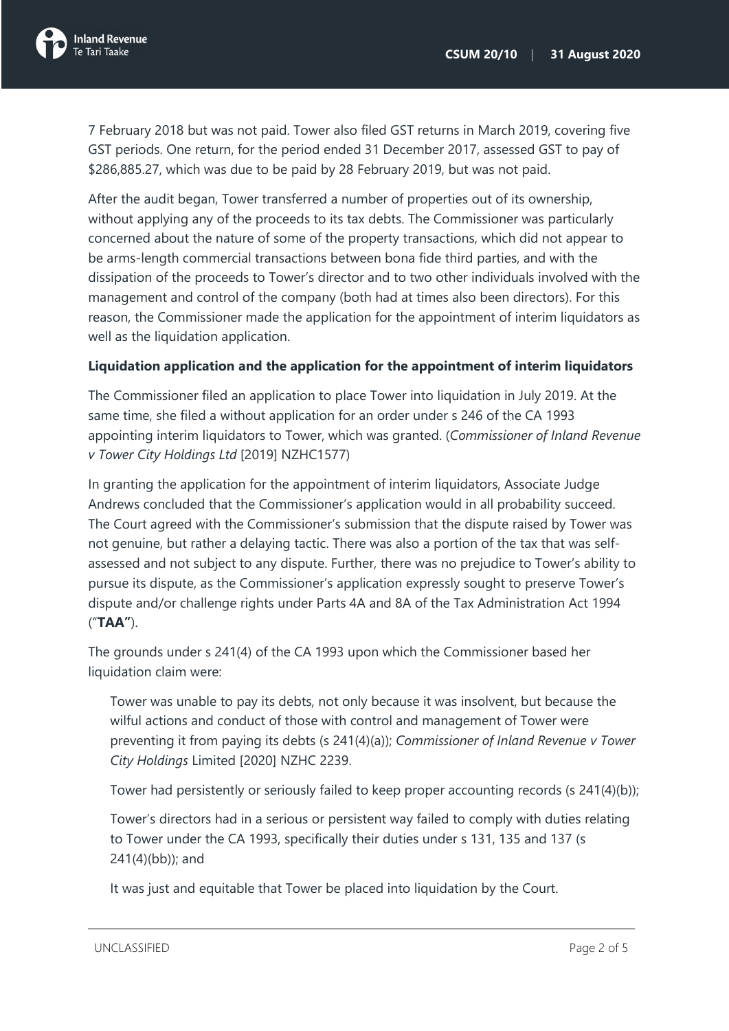7 February 2018 but was not paid. Tower also filed GST returns in March 2019, covering five GST periods. One return, for the period ended 31 December 2017, assessed GST to pay of $286,885.27, which was due to be paid by 28 February 2019, but was not paid.

After the audit began, Tower transferred a number of properties out of its ownership, without applying any of the proceeds to its tax debts. The Commissioner was particularly concerned about the nature of some of the property transactions, which did not appear to be arms-length commercial transactions between bona fide third parties, and with the dissipation of the proceeds to Tower's director and to two other individuals involved with the management and control of the company (both had at times also been directors). For this reason, the Commissioner made the application for the appointment of interim liquidators as well as the liquidation application.

**Liquidation application and the application for the appointment of interim liquidators**

The Commissioner filed an application to place Tower into liquidation in July 2019. At the same time, she filed a without application for an order under s 246 of the CA 1993 appointing interim liquidators to Tower, which was granted. (*Commissioner of Inland Revenue v Tower City Holdings Ltd* [2019] NZHC1577)

In granting the application for the appointment of interim liquidators, Associate Judge Andrews concluded that the Commissioner's application would in all probability succeed. The Court agreed with the Commissioner's submission that the dispute raised by Tower was not genuine, but rather a delaying tactic. There was also a portion of the tax that was self-assessed and not subject to any dispute. Further, there was no prejudice to Tower's ability to pursue its dispute, as the Commissioner's application expressly sought to preserve Tower's dispute and/or challenge rights under Parts 4A and 8A of the Tax Administration Act 1994 ("**TAA"**).

The grounds under s 241(4) of the CA 1993 upon which the Commissioner based her liquidation claim were:

Tower was unable to pay its debts, not only because it was insolvent, but because the wilful actions and conduct of those with control and management of Tower were preventing it from paying its debts (s 241(4)(a)); *Commissioner of Inland Revenue v Tower City Holdings* Limited [2020] NZHC 2239.

Tower had persistently or seriously failed to keep proper accounting records (s 241(4)(b));

Tower's directors had in a serious or persistent way failed to comply with duties relating to Tower under the CA 1993, specifically their duties under s 131, 135 and 137 (s 241(4)(bb)); and

It was just and equitable that Tower be placed into liquidation by the Court.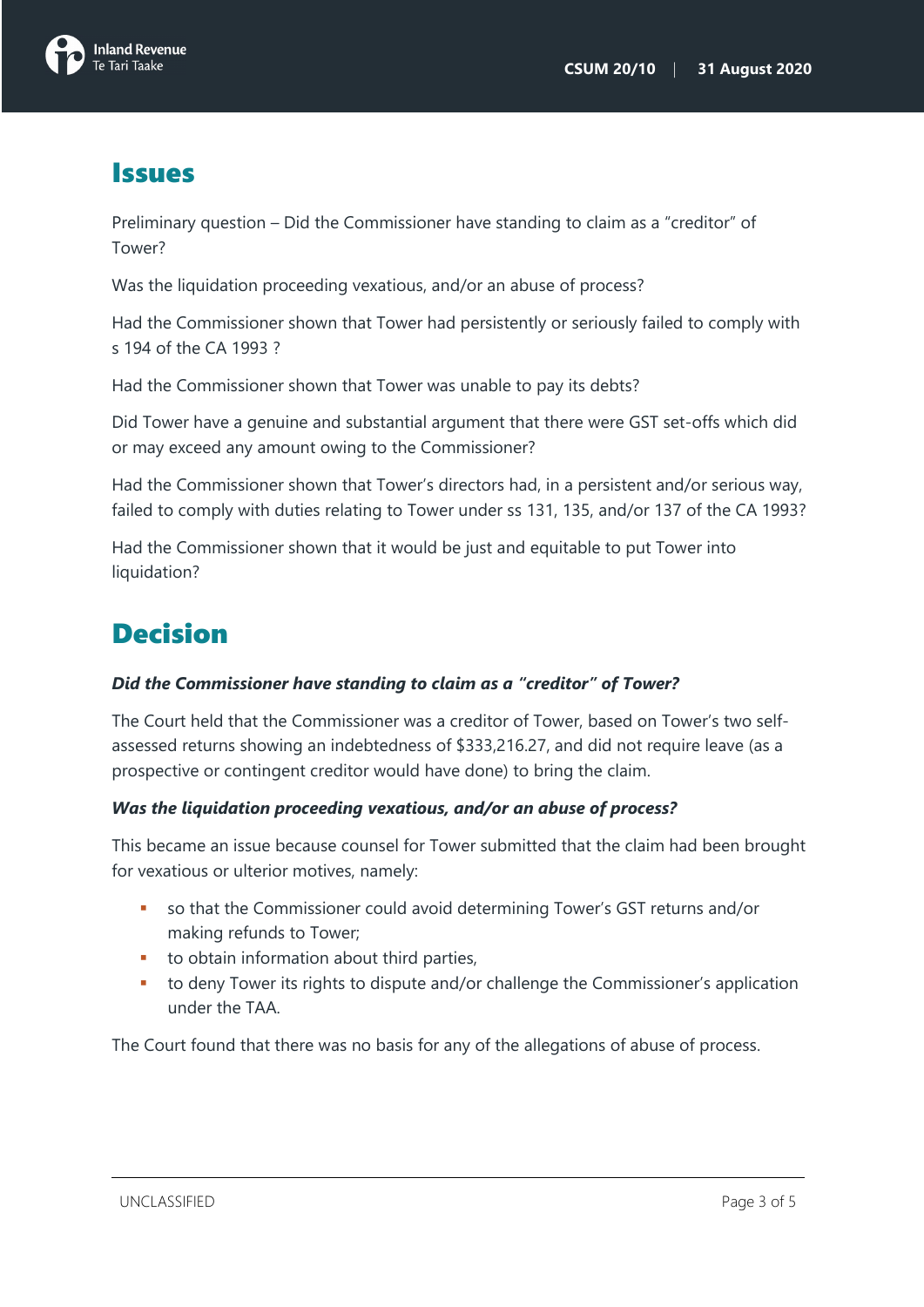# Issues

Preliminary question – Did the Commissioner have standing to claim as a "creditor" of Tower?

Was the liquidation proceeding vexatious, and/or an abuse of process?

Had the Commissioner shown that Tower had persistently or seriously failed to comply with s 194 of the CA 1993 ?

Had the Commissioner shown that Tower was unable to pay its debts?

Did Tower have a genuine and substantial argument that there were GST set-offs which did or may exceed any amount owing to the Commissioner?

Had the Commissioner shown that Tower's directors had, in a persistent and/or serious way, failed to comply with duties relating to Tower under ss 131, 135, and/or 137 of the CA 1993?

Had the Commissioner shown that it would be just and equitable to put Tower into liquidation?

# Decision

***Did the Commissioner have standing to claim as a "creditor" of Tower?***

The Court held that the Commissioner was a creditor of Tower, based on Tower's two self-assessed returns showing an indebtedness of $333,216.27, and did not require leave (as a prospective or contingent creditor would have done) to bring the claim.

***Was the liquidation proceeding vexatious, and/or an abuse of process?***

This became an issue because counsel for Tower submitted that the claim had been brought for vexatious or ulterior motives, namely:

- so that the Commissioner could avoid determining Tower's GST returns and/or making refunds to Tower;
- to obtain information about third parties,
- to deny Tower its rights to dispute and/or challenge the Commissioner's application under the TAA.

The Court found that there was no basis for any of the allegations of abuse of process.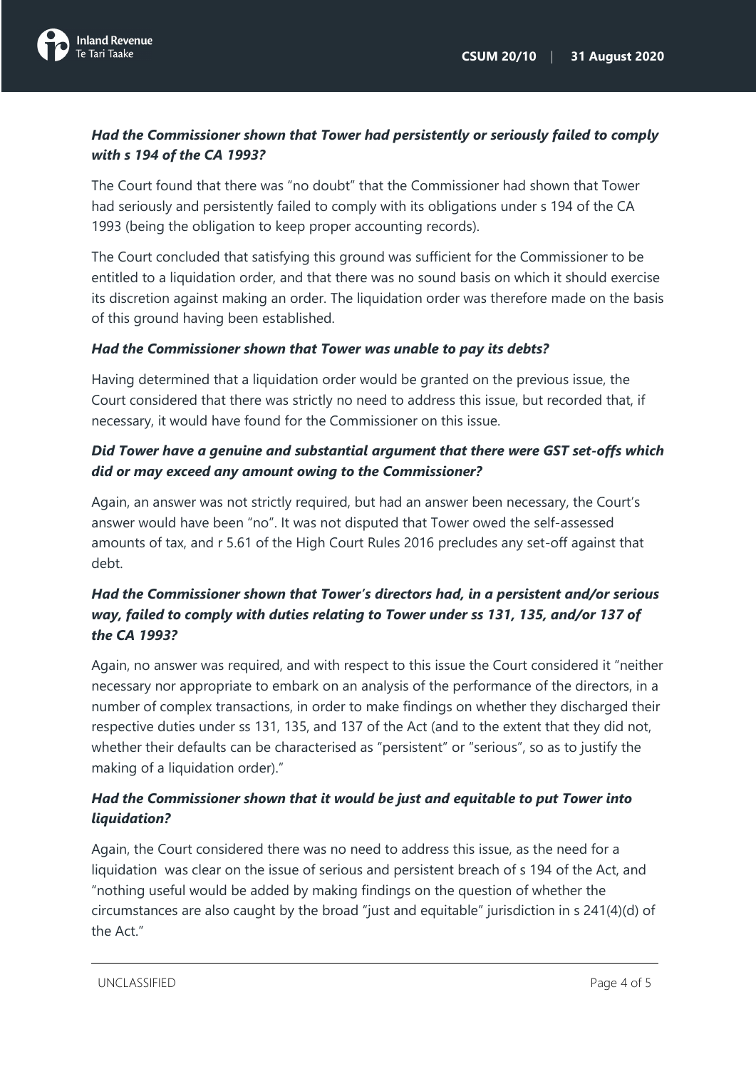### *Had the Commissioner shown that Tower had persistently or seriously failed to comply with s 194 of the CA 1993?*

The Court found that there was "no doubt" that the Commissioner had shown that Tower had seriously and persistently failed to comply with its obligations under s 194 of the CA 1993 (being the obligation to keep proper accounting records).

The Court concluded that satisfying this ground was sufficient for the Commissioner to be entitled to a liquidation order, and that there was no sound basis on which it should exercise its discretion against making an order. The liquidation order was therefore made on the basis of this ground having been established.

### *Had the Commissioner shown that Tower was unable to pay its debts?*

Having determined that a liquidation order would be granted on the previous issue, the Court considered that there was strictly no need to address this issue, but recorded that, if necessary, it would have found for the Commissioner on this issue.

### *Did Tower have a genuine and substantial argument that there were GST set-offs which did or may exceed any amount owing to the Commissioner?*

Again, an answer was not strictly required, but had an answer been necessary, the Court's answer would have been "no". It was not disputed that Tower owed the self-assessed amounts of tax, and r 5.61 of the High Court Rules 2016 precludes any set-off against that debt.

### *Had the Commissioner shown that Tower's directors had, in a persistent and/or serious way, failed to comply with duties relating to Tower under ss 131, 135, and/or 137 of the CA 1993?*

Again, no answer was required, and with respect to this issue the Court considered it "neither necessary nor appropriate to embark on an analysis of the performance of the directors, in a number of complex transactions, in order to make findings on whether they discharged their respective duties under ss 131, 135, and 137 of the Act (and to the extent that they did not, whether their defaults can be characterised as "persistent" or "serious", so as to justify the making of a liquidation order)."

### *Had the Commissioner shown that it would be just and equitable to put Tower into liquidation?*

Again, the Court considered there was no need to address this issue, as the need for a liquidation was clear on the issue of serious and persistent breach of s 194 of the Act, and "nothing useful would be added by making findings on the question of whether the circumstances are also caught by the broad "just and equitable" jurisdiction in s 241(4)(d) of the Act."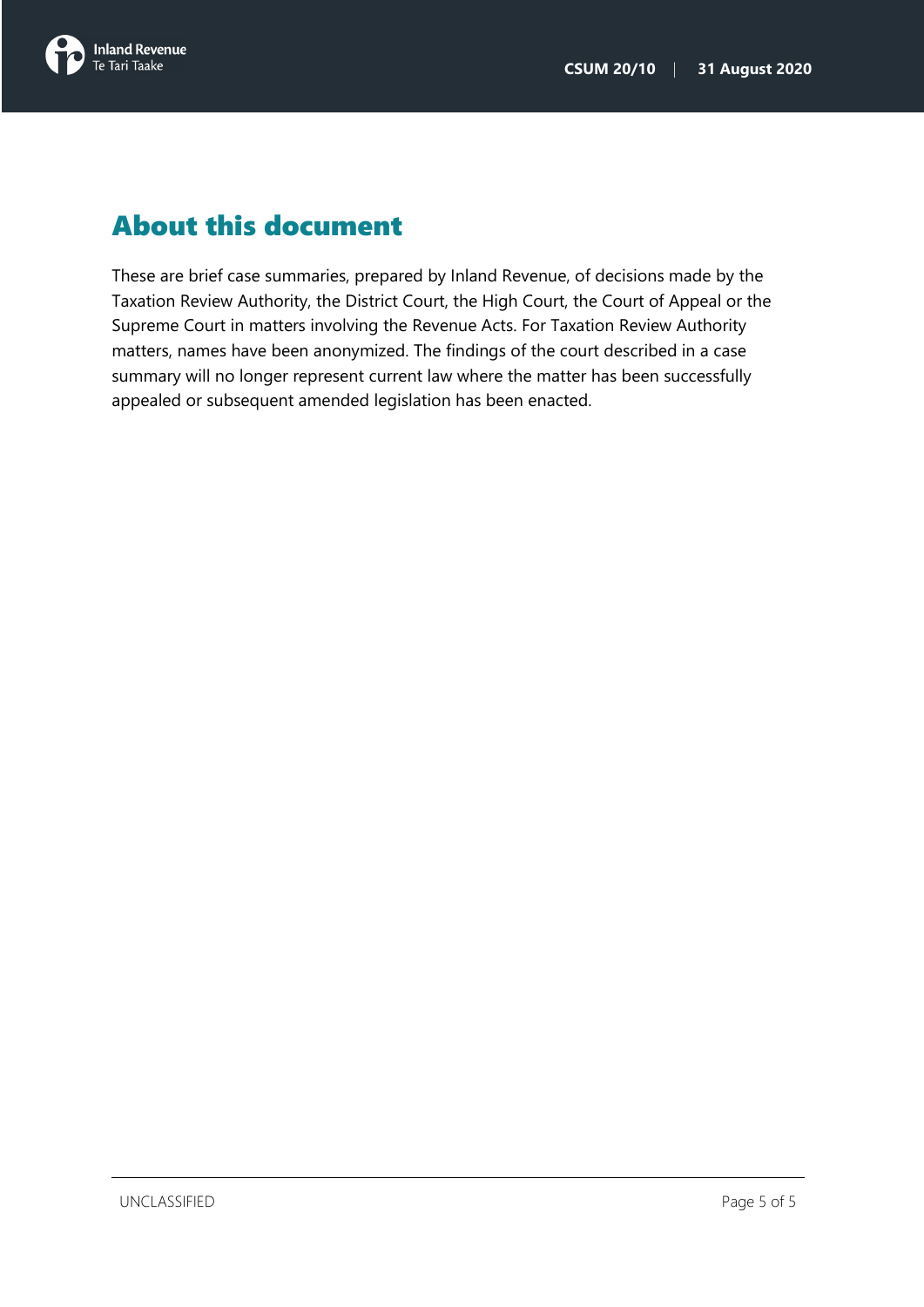## About this document

These are brief case summaries, prepared by Inland Revenue, of decisions made by the Taxation Review Authority, the District Court, the High Court, the Court of Appeal or the Supreme Court in matters involving the Revenue Acts. For Taxation Review Authority matters, names have been anonymized. The findings of the court described in a case summary will no longer represent current law where the matter has been successfully appealed or subsequent amended legislation has been enacted.